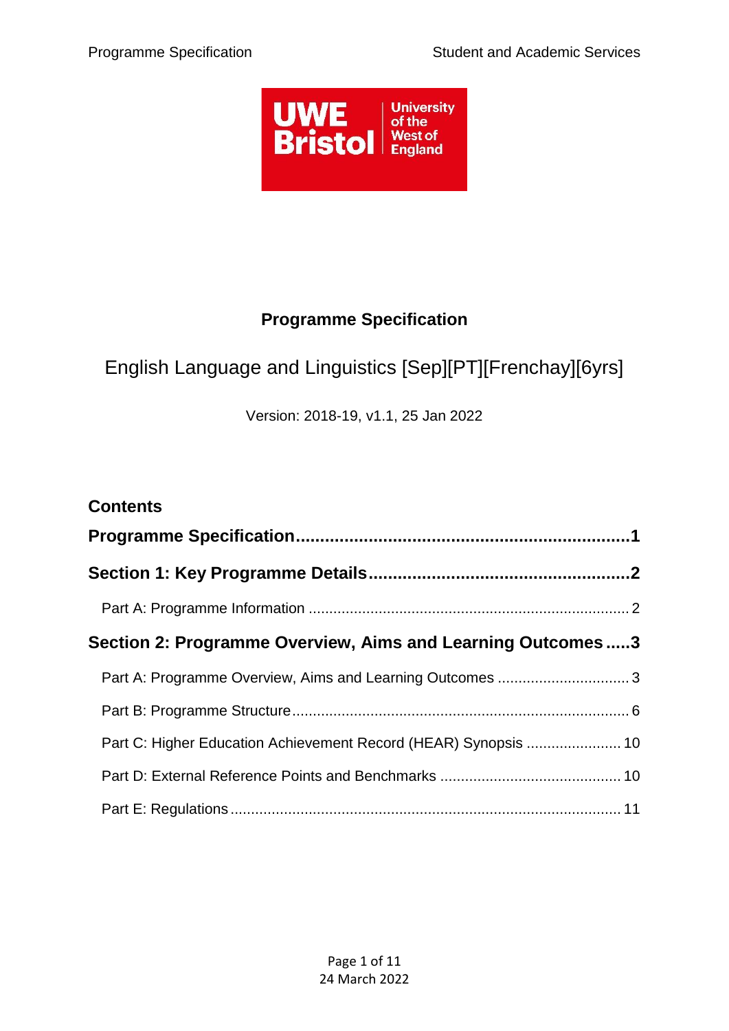# Programme Specification

## English Language and Linguistics [Sep][PT][Frenchay][6yrs]

Version: 2018-19, v1.1, 25 Jan 2022

### Contents

**Programme Specification....................................................................1**

**Section 1: Key Programme Details.....................................................2**

Part A: Programme Information .............................................................................. 2

**Section 2: Programme Overview, Aims and Learning Outcomes .....3**

Part A: Programme Overview, Aims and Learning Outcomes ................................ 3

Part B: Programme Structure.................................................................................. 6

Part C: Higher Education Achievement Record (HEAR) Synopsis ....................... 10

Part D: External Reference Points and Benchmarks ............................................ 10

Part E: Regulations ............................................................................................... 11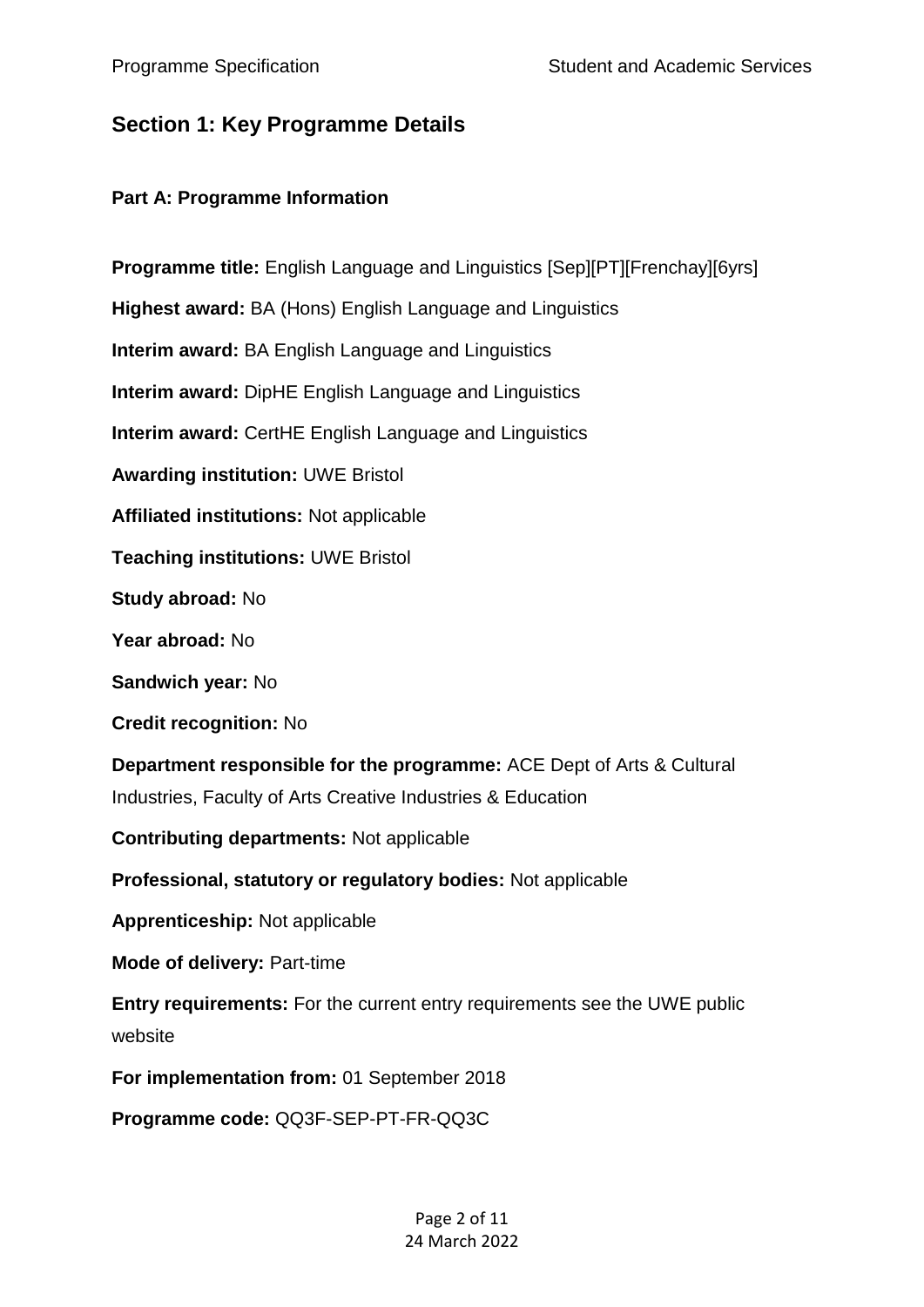## Section 1: Key Programme Details

### Part A: Programme Information

**Programme title:** English Language and Linguistics [Sep][PT][Frenchay][6yrs]

**Highest award:** BA (Hons) English Language and Linguistics

**Interim award:** BA English Language and Linguistics

**Interim award:** DipHE English Language and Linguistics

**Interim award:** CertHE English Language and Linguistics

**Awarding institution:** UWE Bristol

**Affiliated institutions:** Not applicable

**Teaching institutions:** UWE Bristol

**Study abroad:** No

**Year abroad:** No

**Sandwich year:** No

**Credit recognition:** No

**Department responsible for the programme:** ACE Dept of Arts & Cultural Industries, Faculty of Arts Creative Industries & Education

**Contributing departments:** Not applicable

**Professional, statutory or regulatory bodies:** Not applicable

**Apprenticeship:** Not applicable

**Mode of delivery:** Part-time

**Entry requirements:** For the current entry requirements see the UWE public website

**For implementation from:** 01 September 2018

**Programme code:** QQ3F-SEP-PT-FR-QQ3C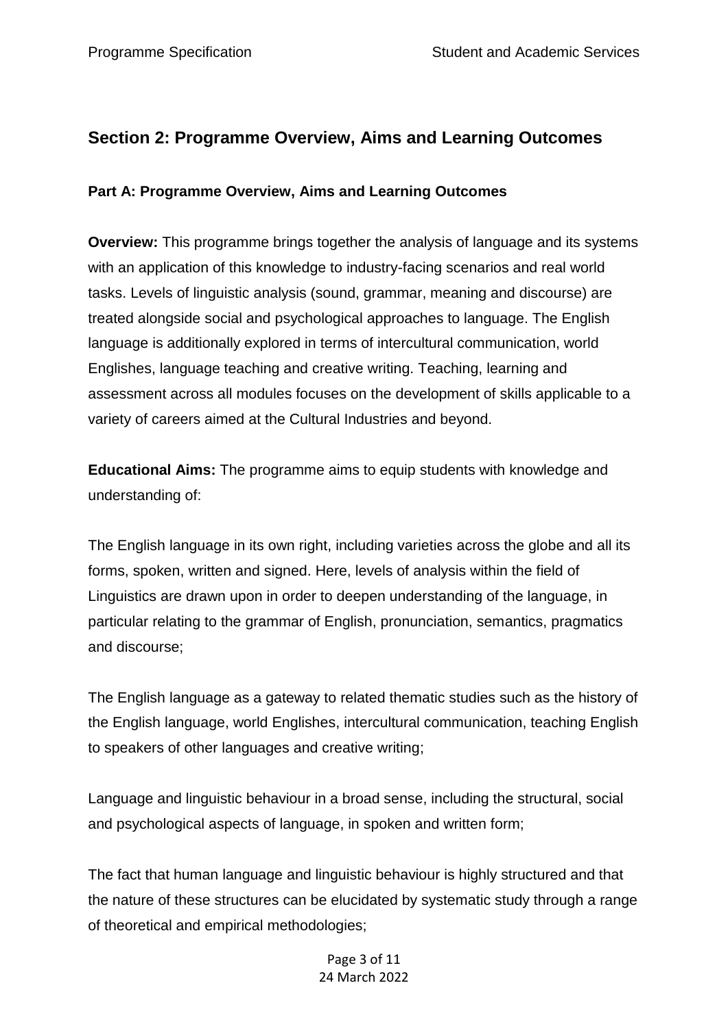## Section 2: Programme Overview, Aims and Learning Outcomes

### Part A: Programme Overview, Aims and Learning Outcomes

**Overview:** This programme brings together the analysis of language and its systems with an application of this knowledge to industry-facing scenarios and real world tasks. Levels of linguistic analysis (sound, grammar, meaning and discourse) are treated alongside social and psychological approaches to language. The English language is additionally explored in terms of intercultural communication, world Englishes, language teaching and creative writing. Teaching, learning and assessment across all modules focuses on the development of skills applicable to a variety of careers aimed at the Cultural Industries and beyond.

**Educational Aims:** The programme aims to equip students with knowledge and understanding of:

The English language in its own right, including varieties across the globe and all its forms, spoken, written and signed. Here, levels of analysis within the field of Linguistics are drawn upon in order to deepen understanding of the language, in particular relating to the grammar of English, pronunciation, semantics, pragmatics and discourse;

The English language as a gateway to related thematic studies such as the history of the English language, world Englishes, intercultural communication, teaching English to speakers of other languages and creative writing;

Language and linguistic behaviour in a broad sense, including the structural, social and psychological aspects of language, in spoken and written form;

The fact that human language and linguistic behaviour is highly structured and that the nature of these structures can be elucidated by systematic study through a range of theoretical and empirical methodologies;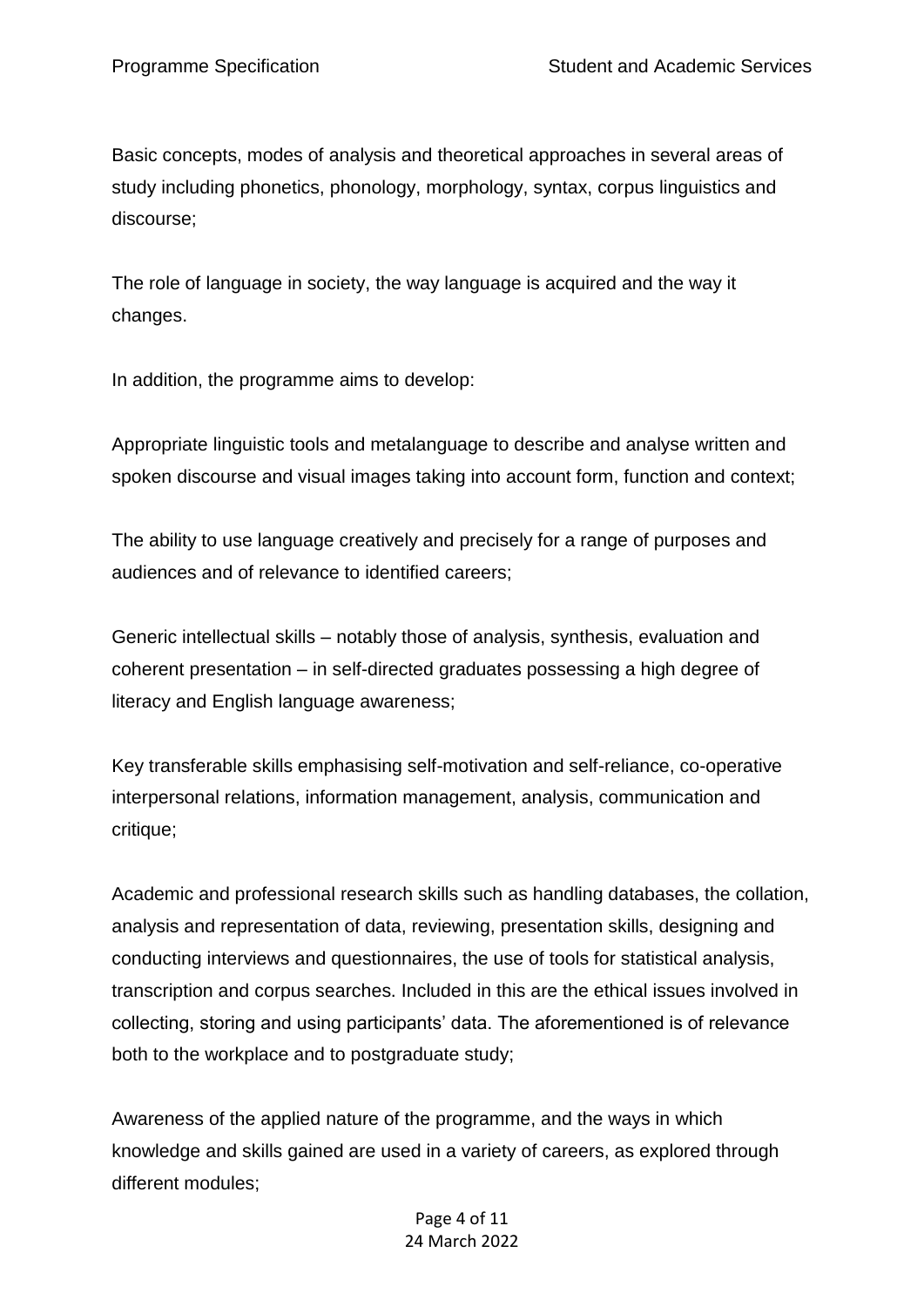Basic concepts, modes of analysis and theoretical approaches in several areas of study including phonetics, phonology, morphology, syntax, corpus linguistics and discourse;

The role of language in society, the way language is acquired and the way it changes.

In addition, the programme aims to develop:

Appropriate linguistic tools and metalanguage to describe and analyse written and spoken discourse and visual images taking into account form, function and context;

The ability to use language creatively and precisely for a range of purposes and audiences and of relevance to identified careers;

Generic intellectual skills – notably those of analysis, synthesis, evaluation and coherent presentation – in self-directed graduates possessing a high degree of literacy and English language awareness;

Key transferable skills emphasising self-motivation and self-reliance, co-operative interpersonal relations, information management, analysis, communication and critique;

Academic and professional research skills such as handling databases, the collation, analysis and representation of data, reviewing, presentation skills, designing and conducting interviews and questionnaires, the use of tools for statistical analysis, transcription and corpus searches. Included in this are the ethical issues involved in collecting, storing and using participants' data. The aforementioned is of relevance both to the workplace and to postgraduate study;

Awareness of the applied nature of the programme, and the ways in which knowledge and skills gained are used in a variety of careers, as explored through different modules;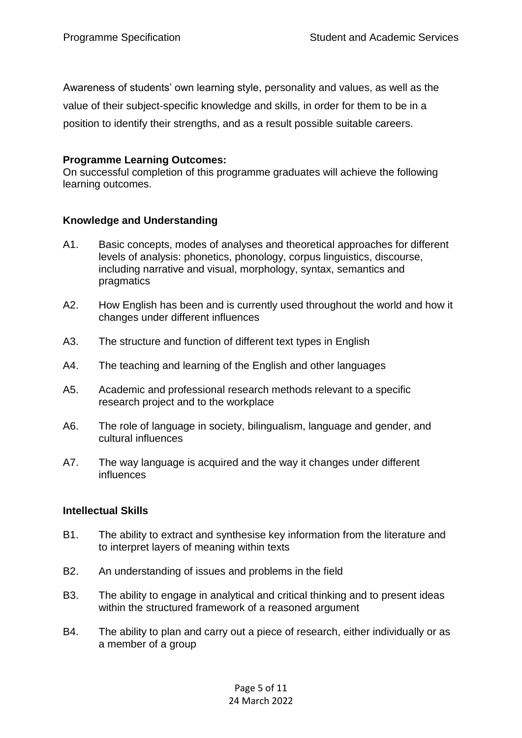Awareness of students' own learning style, personality and values, as well as the value of their subject-specific knowledge and skills, in order for them to be in a position to identify their strengths, and as a result possible suitable careers.

**Programme Learning Outcomes:**
On successful completion of this programme graduates will achieve the following learning outcomes.

**Knowledge and Understanding**

A1. Basic concepts, modes of analyses and theoretical approaches for different levels of analysis: phonetics, phonology, corpus linguistics, discourse, including narrative and visual, morphology, syntax, semantics and pragmatics

A2. How English has been and is currently used throughout the world and how it changes under different influences

A3. The structure and function of different text types in English

A4. The teaching and learning of the English and other languages

A5. Academic and professional research methods relevant to a specific research project and to the workplace

A6. The role of language in society, bilingualism, language and gender, and cultural influences

A7. The way language is acquired and the way it changes under different influences

**Intellectual Skills**

B1. The ability to extract and synthesise key information from the literature and to interpret layers of meaning within texts

B2. An understanding of issues and problems in the field

B3. The ability to engage in analytical and critical thinking and to present ideas within the structured framework of a reasoned argument

B4. The ability to plan and carry out a piece of research, either individually or as a member of a group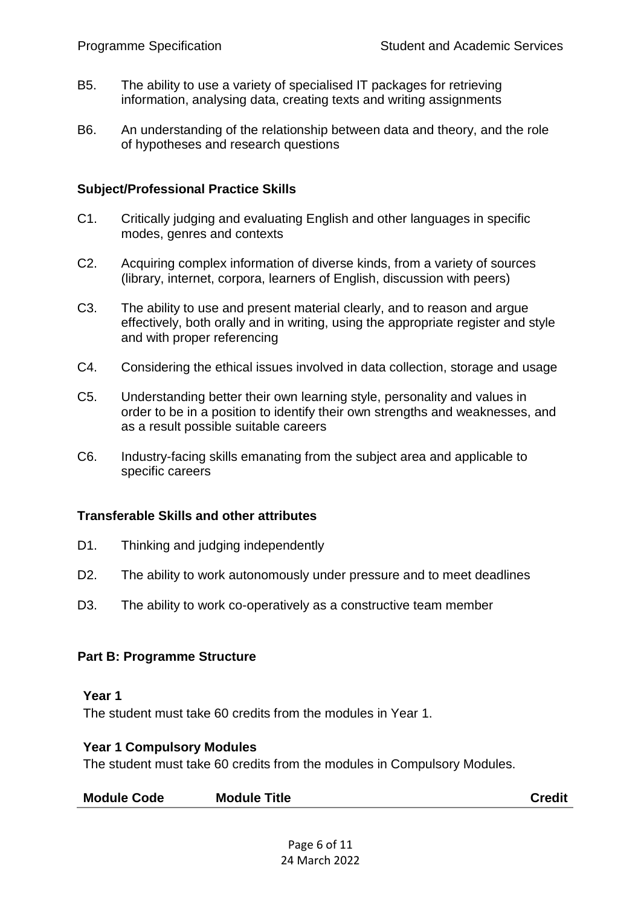B5. The ability to use a variety of specialised IT packages for retrieving information, analysing data, creating texts and writing assignments

B6. An understanding of the relationship between data and theory, and the role of hypotheses and research questions

### Subject/Professional Practice Skills

C1. Critically judging and evaluating English and other languages in specific modes, genres and contexts

C2. Acquiring complex information of diverse kinds, from a variety of sources (library, internet, corpora, learners of English, discussion with peers)

C3. The ability to use and present material clearly, and to reason and argue effectively, both orally and in writing, using the appropriate register and style and with proper referencing

C4. Considering the ethical issues involved in data collection, storage and usage

C5. Understanding better their own learning style, personality and values in order to be in a position to identify their own strengths and weaknesses, and as a result possible suitable careers

C6. Industry-facing skills emanating from the subject area and applicable to specific careers

### Transferable Skills and other attributes

D1. Thinking and judging independently

D2. The ability to work autonomously under pressure and to meet deadlines

D3. The ability to work co-operatively as a constructive team member

## Part B: Programme Structure

### Year 1

The student must take 60 credits from the modules in Year 1.

### Year 1 Compulsory Modules

The student must take 60 credits from the modules in Compulsory Modules.

| Module Code | Module Title | Credit |
| --- | --- | --- |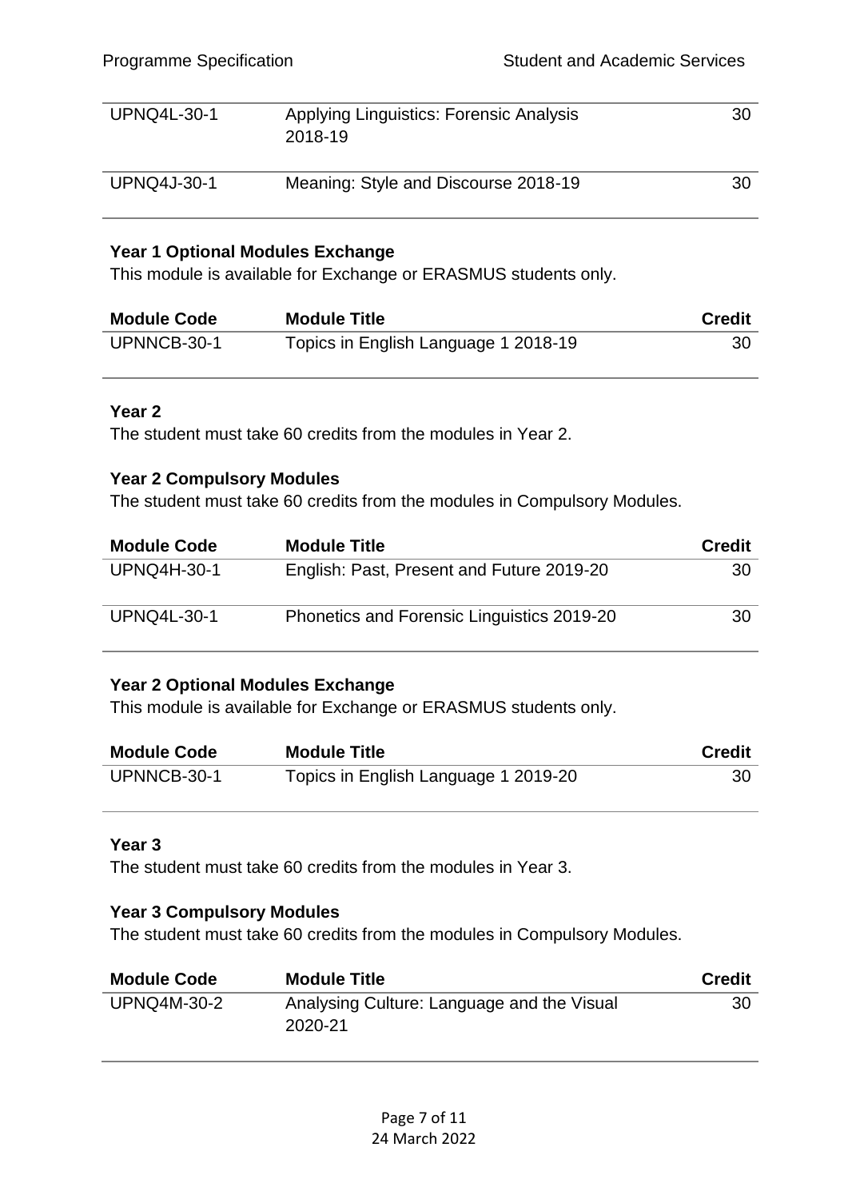| | | |
|---|---|---|
| UPNQ4L-30-1 | Applying Linguistics: Forensic Analysis 2018-19 | 30 |
| UPNQ4J-30-1 | Meaning: Style and Discourse 2018-19 | 30 |

**Year 1 Optional Modules Exchange**

This module is available for Exchange or ERASMUS students only.

| Module Code | Module Title | Credit |
|---|---|---|
| UPNNCB-30-1 | Topics in English Language 1 2018-19 | 30 |

**Year 2**

The student must take 60 credits from the modules in Year 2.

**Year 2 Compulsory Modules**

The student must take 60 credits from the modules in Compulsory Modules.

| Module Code | Module Title | Credit |
|---|---|---|
| UPNQ4H-30-1 | English: Past, Present and Future 2019-20 | 30 |
| UPNQ4L-30-1 | Phonetics and Forensic Linguistics 2019-20 | 30 |

**Year 2 Optional Modules Exchange**

This module is available for Exchange or ERASMUS students only.

| Module Code | Module Title | Credit |
|---|---|---|
| UPNNCB-30-1 | Topics in English Language 1 2019-20 | 30 |

**Year 3**

The student must take 60 credits from the modules in Year 3.

**Year 3 Compulsory Modules**

The student must take 60 credits from the modules in Compulsory Modules.

| Module Code | Module Title | Credit |
|---|---|---|
| UPNQ4M-30-2 | Analysing Culture: Language and the Visual 2020-21 | 30 |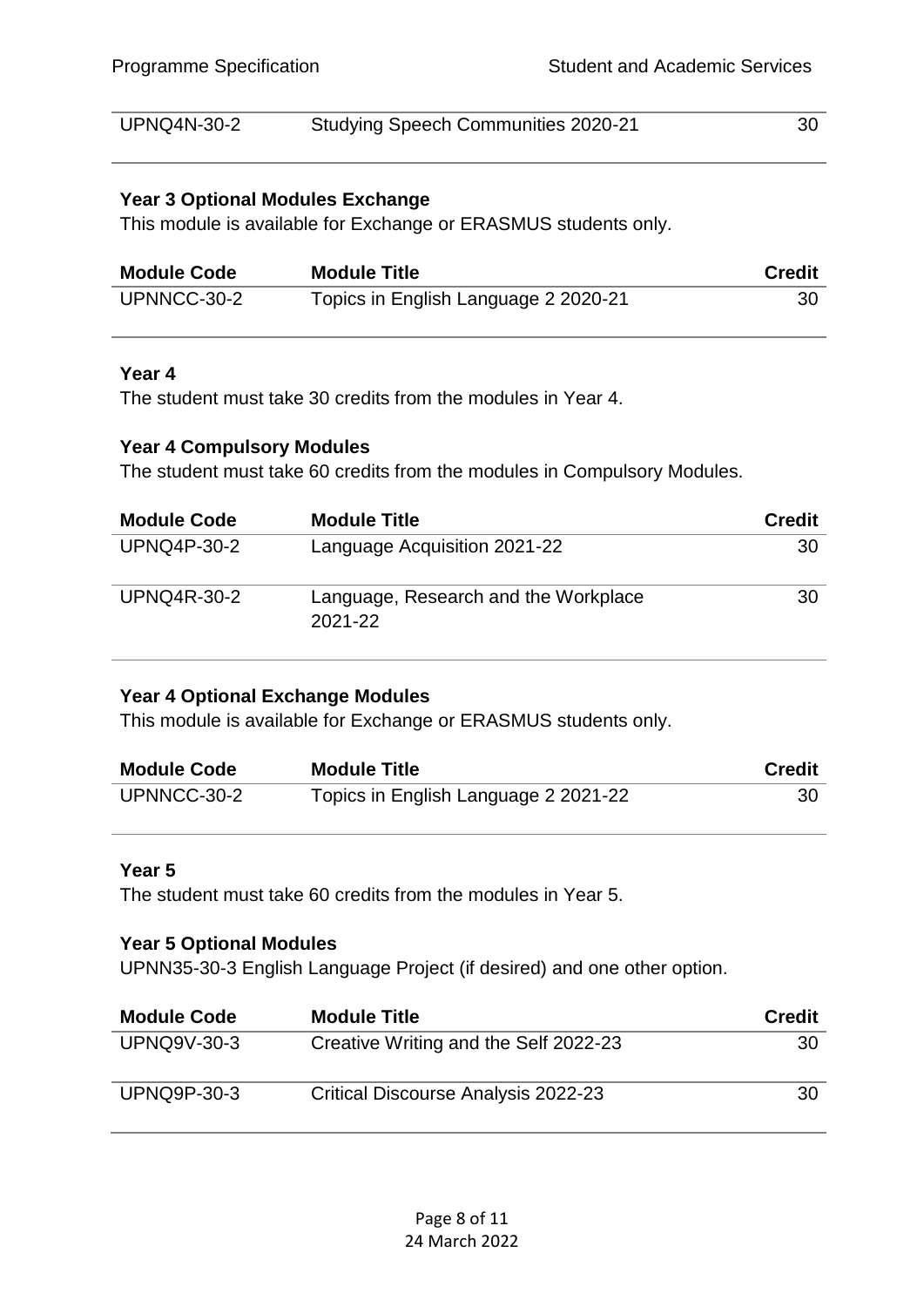| | | |
|---|---|---|
| UPNQ4N-30-2 | Studying Speech Communities 2020-21 | 30 |

**Year 3 Optional Modules Exchange**

This module is available for Exchange or ERASMUS students only.

| Module Code | Module Title | Credit |
|---|---|---|
| UPNNCC-30-2 | Topics in English Language 2 2020-21 | 30 |

**Year 4**

The student must take 30 credits from the modules in Year 4.

**Year 4 Compulsory Modules**

The student must take 60 credits from the modules in Compulsory Modules.

| Module Code | Module Title | Credit |
|---|---|---|
| UPNQ4P-30-2 | Language Acquisition 2021-22 | 30 |
| UPNQ4R-30-2 | Language, Research and the Workplace 2021-22 | 30 |

**Year 4 Optional Exchange Modules**

This module is available for Exchange or ERASMUS students only.

| Module Code | Module Title | Credit |
|---|---|---|
| UPNNCC-30-2 | Topics in English Language 2 2021-22 | 30 |

**Year 5**

The student must take 60 credits from the modules in Year 5.

**Year 5 Optional Modules**

UPNN35-30-3 English Language Project (if desired) and one other option.

| Module Code | Module Title | Credit |
|---|---|---|
| UPNQ9V-30-3 | Creative Writing and the Self 2022-23 | 30 |
| UPNQ9P-30-3 | Critical Discourse Analysis 2022-23 | 30 |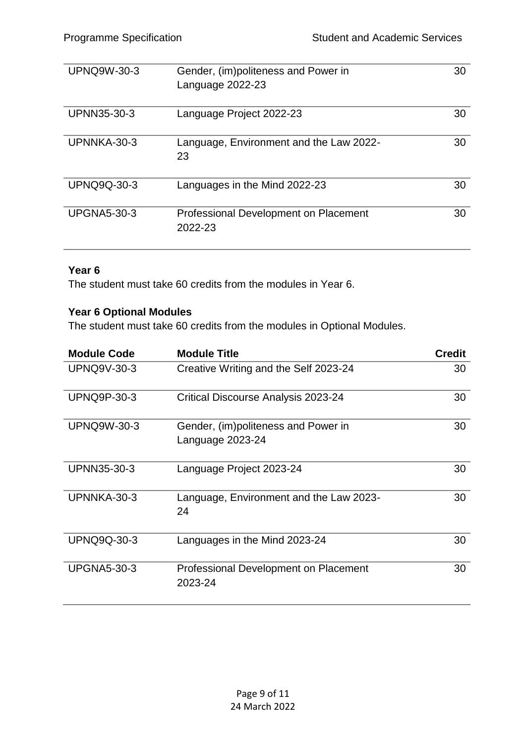| | | |
|---|---|---|
| UPNQ9W-30-3 | Gender, (im)politeness and Power in Language 2022-23 | 30 |
| UPNN35-30-3 | Language Project 2022-23 | 30 |
| UPNNKA-30-3 | Language, Environment and the Law 2022-23 | 30 |
| UPNQ9Q-30-3 | Languages in the Mind 2022-23 | 30 |
| UPGNA5-30-3 | Professional Development on Placement 2022-23 | 30 |

**Year 6**

The student must take 60 credits from the modules in Year 6.

**Year 6 Optional Modules**

The student must take 60 credits from the modules in Optional Modules.

| Module Code | Module Title | Credit |
|---|---|---|
| UPNQ9V-30-3 | Creative Writing and the Self 2023-24 | 30 |
| UPNQ9P-30-3 | Critical Discourse Analysis 2023-24 | 30 |
| UPNQ9W-30-3 | Gender, (im)politeness and Power in Language 2023-24 | 30 |
| UPNN35-30-3 | Language Project 2023-24 | 30 |
| UPNNKA-30-3 | Language, Environment and the Law 2023-24 | 30 |
| UPNQ9Q-30-3 | Languages in the Mind 2023-24 | 30 |
| UPGNA5-30-3 | Professional Development on Placement 2023-24 | 30 |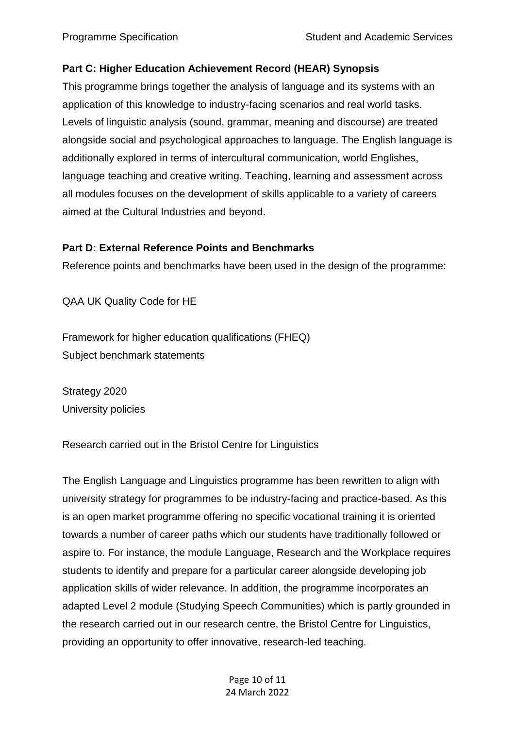**Part C: Higher Education Achievement Record (HEAR) Synopsis**

This programme brings together the analysis of language and its systems with an application of this knowledge to industry-facing scenarios and real world tasks. Levels of linguistic analysis (sound, grammar, meaning and discourse) are treated alongside social and psychological approaches to language. The English language is additionally explored in terms of intercultural communication, world Englishes, language teaching and creative writing. Teaching, learning and assessment across all modules focuses on the development of skills applicable to a variety of careers aimed at the Cultural Industries and beyond.

**Part D: External Reference Points and Benchmarks**

Reference points and benchmarks have been used in the design of the programme:

QAA UK Quality Code for HE

Framework for higher education qualifications (FHEQ)
Subject benchmark statements

Strategy 2020
University policies

Research carried out in the Bristol Centre for Linguistics

The English Language and Linguistics programme has been rewritten to align with university strategy for programmes to be industry-facing and practice-based. As this is an open market programme offering no specific vocational training it is oriented towards a number of career paths which our students have traditionally followed or aspire to. For instance, the module Language, Research and the Workplace requires students to identify and prepare for a particular career alongside developing job application skills of wider relevance. In addition, the programme incorporates an adapted Level 2 module (Studying Speech Communities) which is partly grounded in the research carried out in our research centre, the Bristol Centre for Linguistics, providing an opportunity to offer innovative, research-led teaching.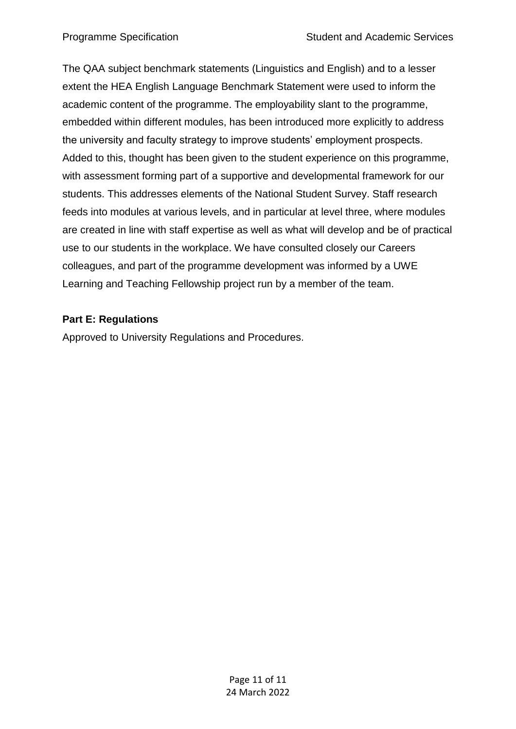The QAA subject benchmark statements (Linguistics and English) and to a lesser extent the HEA English Language Benchmark Statement were used to inform the academic content of the programme. The employability slant to the programme, embedded within different modules, has been introduced more explicitly to address the university and faculty strategy to improve students' employment prospects. Added to this, thought has been given to the student experience on this programme, with assessment forming part of a supportive and developmental framework for our students. This addresses elements of the National Student Survey. Staff research feeds into modules at various levels, and in particular at level three, where modules are created in line with staff expertise as well as what will develop and be of practical use to our students in the workplace. We have consulted closely our Careers colleagues, and part of the programme development was informed by a UWE Learning and Teaching Fellowship project run by a member of the team.

**Part E: Regulations**

Approved to University Regulations and Procedures.